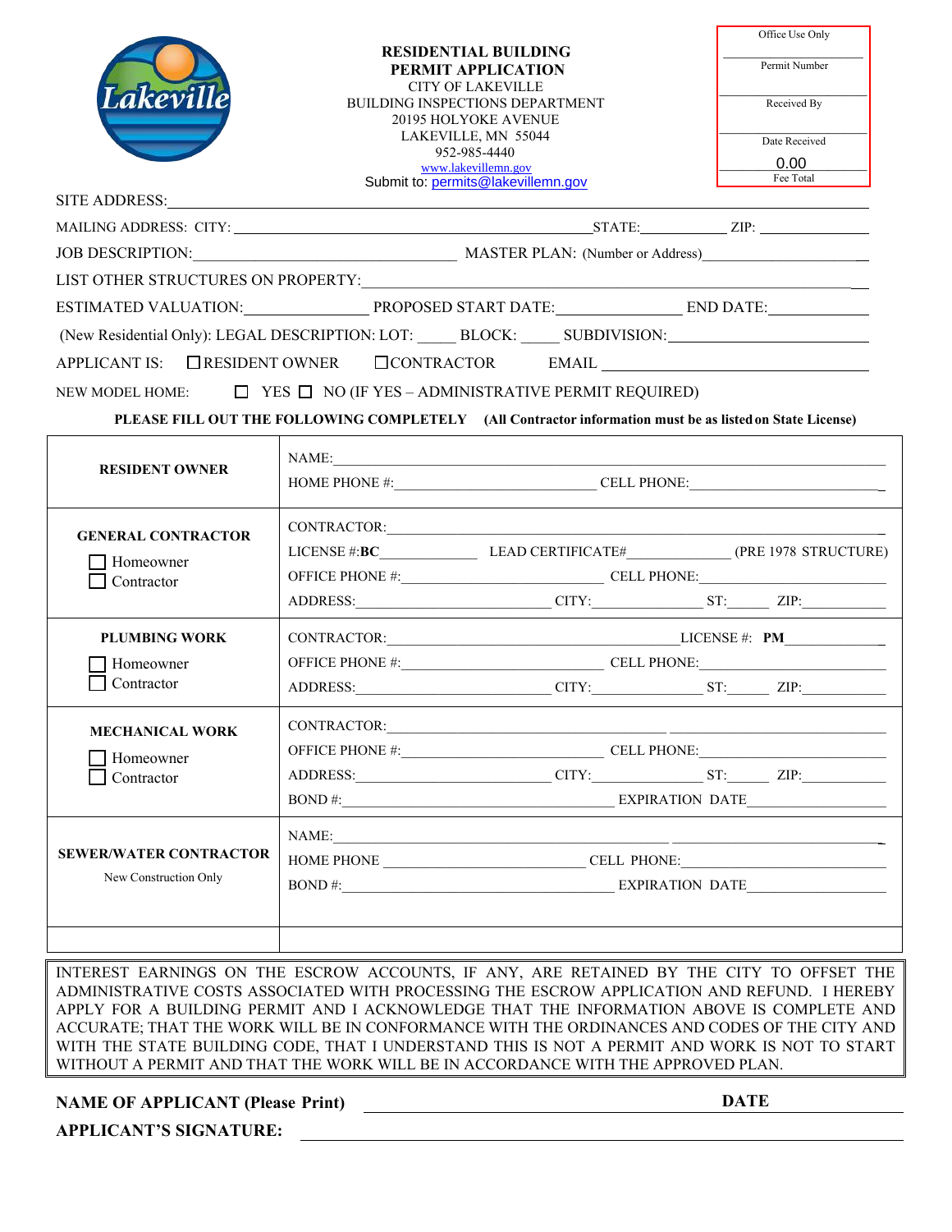**RESIDENTIAL BUILDING PERMIT APPLICATION**

CITY OF LAKEVILLE
BUILDING INSPECTIONS DEPARTMENT
20195 HOLYOKE AVENUE
LAKEVILLE, MN 55044
952-985-4440
www.lakevillemn.gov
Submit to: permits@lakevillemn.gov

| Office Use Only |
|---|
| Permit Number |
| Received By |
| Date Received |
| 0.00 Fee Total |

SITE ADDRESS: ______________________________

MAILING ADDRESS: CITY: ______________________________ STATE: __________ ZIP: __________

JOB DESCRIPTION: ______________________________ MASTER PLAN: (Number or Address) ______________________________

LIST OTHER STRUCTURES ON PROPERTY: ______________________________

ESTIMATED VALUATION: __________ PROPOSED START DATE: __________ END DATE: __________

(New Residential Only): LEGAL DESCRIPTION: LOT: _____ BLOCK: _____ SUBDIVISION: ______________________________

APPLICANT IS: ☐ RESIDENT OWNER ☐ CONTRACTOR EMAIL ______________________________

NEW MODEL HOME: ☐ YES ☐ NO (IF YES – ADMINISTRATIVE PERMIT REQUIRED)

**PLEASE FILL OUT THE FOLLOWING COMPLETELY (All Contractor information must be as listed on State License)**

| | |
|---|---|
| **RESIDENT OWNER** | NAME: ______________________________<br>HOME PHONE #: __________ CELL PHONE: __________ |
| **GENERAL CONTRACTOR**<br>☐ Homeowner<br>☐ Contractor | CONTRACTOR: ______________________________<br>LICENSE #:**BC** __________ LEAD CERTIFICATE# __________ (PRE 1978 STRUCTURE)<br>OFFICE PHONE #: __________ CELL PHONE: __________<br>ADDRESS: __________ CITY: __________ ST: _____ ZIP: __________ |
| **PLUMBING WORK**<br>☐ Homeowner<br>☐ Contractor | CONTRACTOR: __________ LICENSE #: **PM** __________<br>OFFICE PHONE #: __________ CELL PHONE: __________<br>ADDRESS: __________ CITY: __________ ST: _____ ZIP: __________ |
| **MECHANICAL WORK**<br>☐ Homeowner<br>☐ Contractor | CONTRACTOR: ______________________________<br>OFFICE PHONE #: __________ CELL PHONE: __________<br>ADDRESS: __________ CITY: __________ ST: _____ ZIP: __________<br>BOND #: __________ EXPIRATION DATE __________ |
| **SEWER/WATER CONTRACTOR**<br>New Construction Only | NAME: ______________________________<br>HOME PHONE __________ CELL PHONE: __________<br>BOND #: __________ EXPIRATION DATE __________ |
| | |

INTEREST EARNINGS ON THE ESCROW ACCOUNTS, IF ANY, ARE RETAINED BY THE CITY TO OFFSET THE ADMINISTRATIVE COSTS ASSOCIATED WITH PROCESSING THE ESCROW APPLICATION AND REFUND. I HEREBY APPLY FOR A BUILDING PERMIT AND I ACKNOWLEDGE THAT THE INFORMATION ABOVE IS COMPLETE AND ACCURATE; THAT THE WORK WILL BE IN CONFORMANCE WITH THE ORDINANCES AND CODES OF THE CITY AND WITH THE STATE BUILDING CODE, THAT I UNDERSTAND THIS IS NOT A PERMIT AND WORK IS NOT TO START WITHOUT A PERMIT AND THAT THE WORK WILL BE IN ACCORDANCE WITH THE APPROVED PLAN.

**NAME OF APPLICANT (Please Print)** ______________________________ **DATE** __________

**APPLICANT'S SIGNATURE:** ______________________________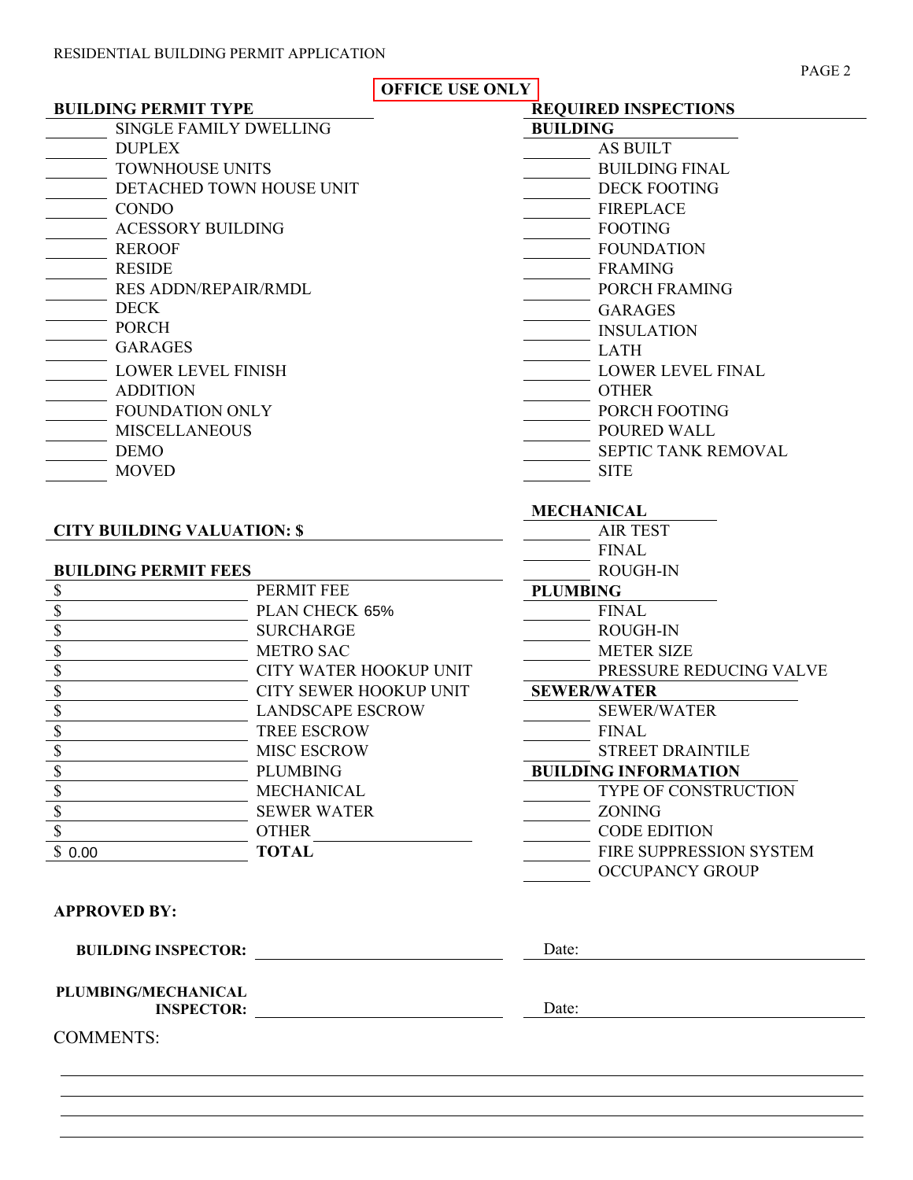RESIDENTIAL BUILDING PERMIT APPLICATION

**OFFICE USE ONLY**

**BUILDING PERMIT TYPE**

| | |
|---|---|
| ______ | SINGLE FAMILY DWELLING |
| ______ | DUPLEX |
| ______ | TOWNHOUSE UNITS |
| ______ | DETACHED TOWN HOUSE UNIT |
| ______ | CONDO |
| ______ | ACESSORY BUILDING |
| ______ | REROOF |
| ______ | RESIDE |
| ______ | RES ADDN/REPAIR/RMDL |
| ______ | DECK |
| ______ | PORCH |
| ______ | GARAGES |
| ______ | LOWER LEVEL FINISH |
| ______ | ADDITION |
| ______ | FOUNDATION ONLY |
| ______ | MISCELLANEOUS |
| ______ | DEMO |
| ______ | MOVED |

**CITY BUILDING VALUATION: $** ______________________

**BUILDING PERMIT FEES**

| | |
|---|---|
| $ | PERMIT FEE |
| $ | PLAN CHECK 65% |
| $ | SURCHARGE |
| $ | METRO SAC |
| $ | CITY WATER HOOKUP UNIT |
| $ | CITY SEWER HOOKUP UNIT |
| $ | LANDSCAPE ESCROW |
| $ | TREE ESCROW |
| $ | MISC ESCROW |
| $ | PLUMBING |
| $ | MECHANICAL |
| $ | SEWER WATER |
| $ | OTHER ______________ |
| $ 0.00 | **TOTAL** |

**REQUIRED INSPECTIONS**

**BUILDING**

| | |
|---|---|
| ______ | AS BUILT |
| ______ | BUILDING FINAL |
| ______ | DECK FOOTING |
| ______ | FIREPLACE |
| ______ | FOOTING |
| ______ | FOUNDATION |
| ______ | FRAMING |
| ______ | PORCH FRAMING |
| ______ | GARAGES |
| ______ | INSULATION |
| ______ | LATH |
| ______ | LOWER LEVEL FINAL |
| ______ | OTHER |
| ______ | PORCH FOOTING |
| ______ | POURED WALL |
| ______ | SEPTIC TANK REMOVAL |
| ______ | SITE |

**MECHANICAL**

| | |
|---|---|
| ______ | AIR TEST |
| ______ | FINAL |
| ______ | ROUGH-IN |

**PLUMBING**

| | |
|---|---|
| ______ | FINAL |
| ______ | ROUGH-IN |
| ______ | METER SIZE |
| ______ | PRESSURE REDUCING VALVE |

**SEWER/WATER**

| | |
|---|---|
| ______ | SEWER/WATER |
| ______ | FINAL |
| ______ | STREET DRAINTILE |

**BUILDING INFORMATION**

| | |
|---|---|
| ______ | TYPE OF CONSTRUCTION |
| ______ | ZONING |
| ______ | CODE EDITION |
| ______ | FIRE SUPPRESSION SYSTEM |
| ______ | OCCUPANCY GROUP |

**APPROVED BY:**

**BUILDING INSPECTOR:** ______________________ Date: ______________________

**PLUMBING/MECHANICAL INSPECTOR:** ______________________ Date: ______________________

COMMENTS:

______________________________________________________________________

______________________________________________________________________

______________________________________________________________________

______________________________________________________________________